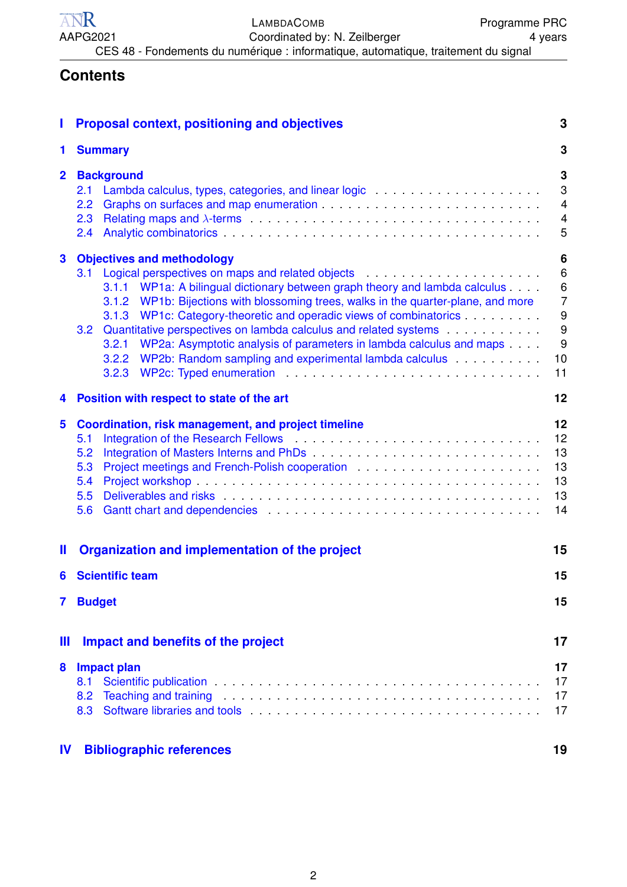# Contents

**I Proposal context, positioning and objectives** — 3

**1 Summary** — 3

**2 Background** — 3
- 2.1 Lambda calculus, types, categories, and linear logic — 3
- 2.2 Graphs on surfaces and map enumeration — 4
- 2.3 Relating maps and $\lambda$-terms — 4
- 2.4 Analytic combinatorics — 5

**3 Objectives and methodology** — 6
- 3.1 Logical perspectives on maps and related objects — 6
  - 3.1.1 WP1a: A bilingual dictionary between graph theory and lambda calculus — 6
  - 3.1.2 WP1b: Bijections with blossoming trees, walks in the quarter-plane, and more — 7
  - 3.1.3 WP1c: Category-theoretic and operadic views of combinatorics — 9
- 3.2 Quantitative perspectives on lambda calculus and related systems — 9
  - 3.2.1 WP2a: Asymptotic analysis of parameters in lambda calculus and maps — 9
  - 3.2.2 WP2b: Random sampling and experimental lambda calculus — 10
  - 3.2.3 WP2c: Typed enumeration — 11

**4 Position with respect to state of the art** — 12

**5 Coordination, risk management, and project timeline** — 12
- 5.1 Integration of the Research Fellows — 12
- 5.2 Integration of Masters Interns and PhDs — 13
- 5.3 Project meetings and French-Polish cooperation — 13
- 5.4 Project workshop — 13
- 5.5 Deliverables and risks — 13
- 5.6 Gantt chart and dependencies — 14

**II Organization and implementation of the project** — 15

**6 Scientific team** — 15

**7 Budget** — 15

**III Impact and benefits of the project** — 17

**8 Impact plan** — 17
- 8.1 Scientific publication — 17
- 8.2 Teaching and training — 17
- 8.3 Software libraries and tools — 17

**IV Bibliographic references** — 19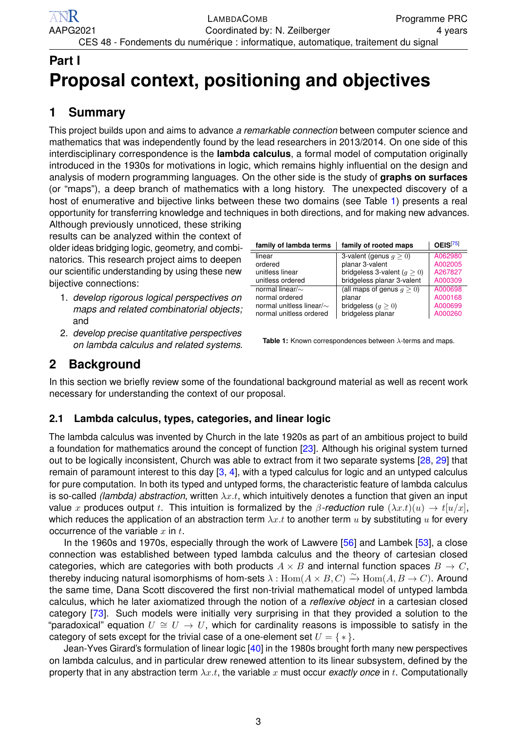# Part I

# Proposal context, positioning and objectives

## 1 Summary

This project builds upon and aims to advance *a remarkable connection* between computer science and mathematics that was independently found by the lead researchers in 2013/2014. On one side of this interdisciplinary correspondence is the **lambda calculus**, a formal model of computation originally introduced in the 1930s for motivations in logic, which remains highly influential on the design and analysis of modern programming languages. On the other side is the study of **graphs on surfaces** (or "maps"), a deep branch of mathematics with a long history. The unexpected discovery of a host of enumerative and bijective links between these two domains (see Table 1) presents a real opportunity for transferring knowledge and techniques in both directions, and for making new advances.

Although previously unnoticed, these striking results can be analyzed within the context of older ideas bridging logic, geometry, and combinatorics. This research project aims to deepen our scientific understanding by using these new bijective connections:

1. *develop rigorous logical perspectives on maps and related combinatorial objects;* and
2. *develop precise quantitative perspectives on lambda calculus and related systems.*

| family of lambda terms | family of rooted maps | OEIS[75] |
|---|---|---|
| linear | 3-valent (genus $g \geq 0$) | A062980 |
| ordered | planar 3-valent | A002005 |
| unitless linear | bridgeless 3-valent ($g \geq 0$) | A267827 |
| unitless ordered | bridgeless planar 3-valent | A000309 |
| normal linear/$\sim$ | (all maps of genus $g \geq 0$) | A000698 |
| normal ordered | planar | A000168 |
| normal unitless linear/$\sim$ | bridgeless ($g \geq 0$) | A000699 |
| normal unitless ordered | bridgeless planar | A000260 |

**Table 1:** Known correspondences between $\lambda$-terms and maps.

## 2 Background

In this section we briefly review some of the foundational background material as well as recent work necessary for understanding the context of our proposal.

### 2.1 Lambda calculus, types, categories, and linear logic

The lambda calculus was invented by Church in the late 1920s as part of an ambitious project to build a foundation for mathematics around the concept of function [23]. Although his original system turned out to be logically inconsistent, Church was able to extract from it two separate systems [28, 29] that remain of paramount interest to this day [3, 4], with a typed calculus for logic and an untyped calculus for pure computation. In both its typed and untyped forms, the characteristic feature of lambda calculus is so-called *(lambda) abstraction*, written $\lambda x.t$, which intuitively denotes a function that given an input value $x$ produces output $t$. This intuition is formalized by the $\beta$*-reduction* rule $(\lambda x.t)(u) \to t[u/x]$, which reduces the application of an abstraction term $\lambda x.t$ to another term $u$ by substituting $u$ for every occurrence of the variable $x$ in $t$.

In the 1960s and 1970s, especially through the work of Lawvere [56] and Lambek [53], a close connection was established between typed lambda calculus and the theory of cartesian closed categories, which are categories with both products $A \times B$ and internal function spaces $B \to C$, thereby inducing natural isomorphisms of hom-sets $\lambda : \mathrm{Hom}(A \times B, C) \xrightarrow{\sim} \mathrm{Hom}(A, B \to C)$. Around the same time, Dana Scott discovered the first non-trivial mathematical model of untyped lambda calculus, which he later axiomatized through the notion of a *reflexive object* in a cartesian closed category [73]. Such models were initially very surprising in that they provided a solution to the "paradoxical" equation $U \cong U \to U$, which for cardinality reasons is impossible to satisfy in the category of sets except for the trivial case of a one-element set $U = \{*\}$.

Jean-Yves Girard's formulation of linear logic [40] in the 1980s brought forth many new perspectives on lambda calculus, and in particular drew renewed attention to its linear subsystem, defined by the property that in any abstraction term $\lambda x.t$, the variable $x$ must occur *exactly once* in $t$. Computationally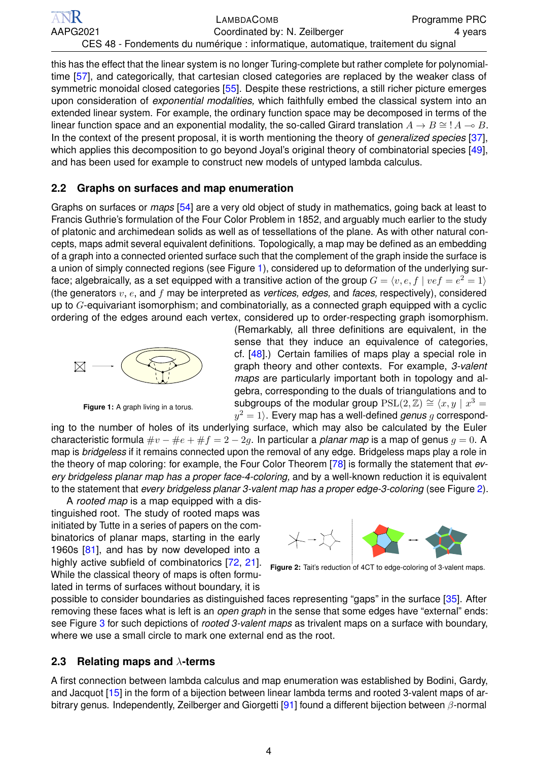this has the effect that the linear system is no longer Turing-complete but rather complete for polynomial-time [57], and categorically, that cartesian closed categories are replaced by the weaker class of symmetric monoidal closed categories [55]. Despite these restrictions, a still richer picture emerges upon consideration of *exponential modalities,* which faithfully embed the classical system into an extended linear system. For example, the ordinary function space may be decomposed in terms of the linear function space and an exponential modality, the so-called Girard translation $A \to B \cong\, !A \multimap B$. In the context of the present proposal, it is worth mentioning the theory of *generalized species* [37], which applies this decomposition to go beyond Joyal's original theory of combinatorial species [49], and has been used for example to construct new models of untyped lambda calculus.

## 2.2 Graphs on surfaces and map enumeration

Graphs on surfaces or *maps* [54] are a very old object of study in mathematics, going back at least to Francis Guthrie's formulation of the Four Color Problem in 1852, and arguably much earlier to the study of platonic and archimedean solids as well as of tessellations of the plane. As with other natural concepts, maps admit several equivalent definitions. Topologically, a map may be defined as an embedding of a graph into a connected oriented surface such that the complement of the graph inside the surface is a union of simply connected regions (see Figure 1), considered up to deformation of the underlying surface; algebraically, as a set equipped with a transitive action of the group $G = \langle v, e, f \mid vef = e^2 = 1 \rangle$ (the generators $v$, $e$, and $f$ may be interpreted as *vertices, edges,* and *faces,* respectively), considered up to $G$-equivariant isomorphism; and combinatorially, as a connected graph equipped with a cyclic ordering of the edges around each vertex, considered up to order-respecting graph isomorphism. (Remarkably, all three definitions are equivalent, in the sense that they induce an equivalence of categories, cf. [48].) Certain families of maps play a special role in graph theory and other contexts. For example, *3-valent maps* are particularly important both in topology and algebra, corresponding to the duals of triangulations and to subgroups of the modular group $\mathrm{PSL}(2, \mathbb{Z}) \cong \langle x, y \mid x^3 = y^2 = 1 \rangle$. Every map has a well-defined *genus* $g$ corresponding to the number of holes of its underlying surface, which may also be calculated by the Euler characteristic formula $\#v - \#e + \#f = 2 - 2g$. In particular a *planar map* is a map of genus $g = 0$. A map is *bridgeless* if it remains connected upon the removal of any edge. Bridgeless maps play a role in the theory of map coloring: for example, the Four Color Theorem [78] is formally the statement that *every bridgeless planar map has a proper face-4-coloring,* and by a well-known reduction it is equivalent to the statement that *every bridgeless planar 3-valent map has a proper edge-3-coloring* (see Figure 2).

**Figure 1:** A graph living in a torus.

A *rooted map* is a map equipped with a distinguished root. The study of rooted maps was initiated by Tutte in a series of papers on the combinatorics of planar maps, starting in the early 1960s [81], and has by now developed into a highly active subfield of combinatorics [72, 21]. While the classical theory of maps is often formulated in terms of surfaces without boundary, it is possible to consider boundaries as distinguished faces representing "gaps" in the surface [35]. After removing these faces what is left is an *open graph* in the sense that some edges have "external" ends: see Figure 3 for such depictions of *rooted 3-valent maps* as trivalent maps on a surface with boundary, where we use a small circle to mark one external end as the root.

**Figure 2:** Tait's reduction of 4CT to edge-coloring of 3-valent maps.

## 2.3 Relating maps and $\lambda$-terms

A first connection between lambda calculus and map enumeration was established by Bodini, Gardy, and Jacquot [15] in the form of a bijection between linear lambda terms and rooted 3-valent maps of arbitrary genus. Independently, Zeilberger and Giorgetti [91] found a different bijection between $\beta$-normal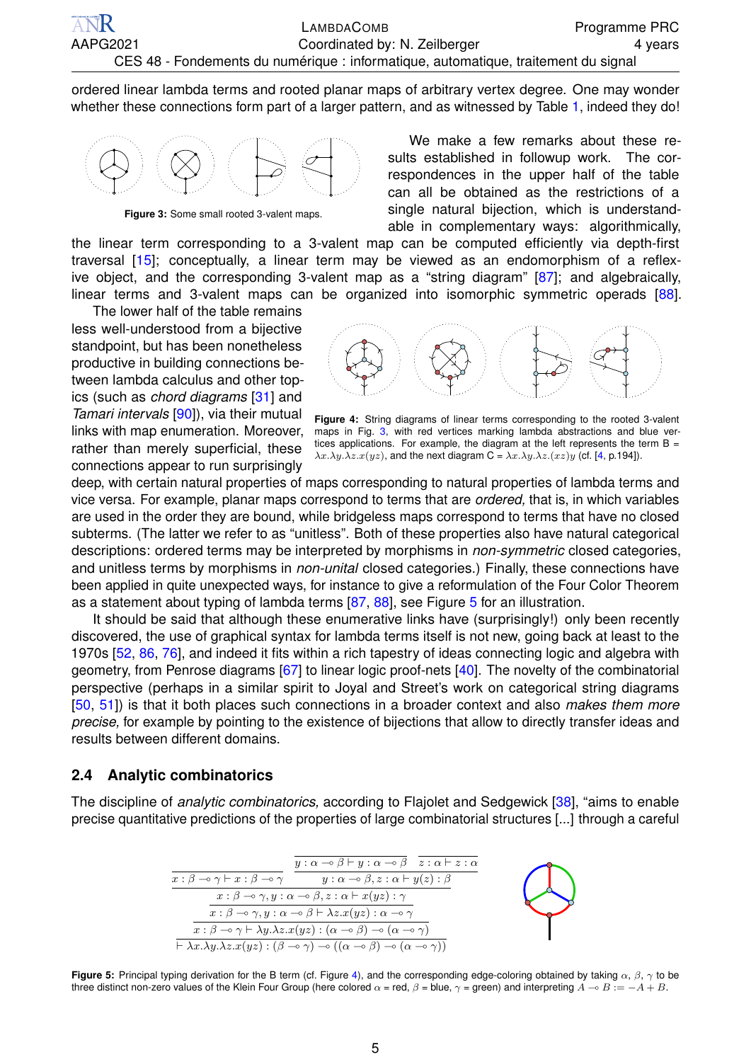ordered linear lambda terms and rooted planar maps of arbitrary vertex degree. One may wonder whether these connections form part of a larger pattern, and as witnessed by Table 1, indeed they do!

**Figure 3:** Some small rooted 3-valent maps.

We make a few remarks about these results established in followup work. The correspondences in the upper half of the table can all be obtained as the restrictions of a single natural bijection, which is understandable in complementary ways: algorithmically, the linear term corresponding to a 3-valent map can be computed efficiently via depth-first traversal [15]; conceptually, a linear term may be viewed as an endomorphism of a reflexive object, and the corresponding 3-valent map as a "string diagram" [87]; and algebraically, linear terms and 3-valent maps can be organized into isomorphic symmetric operads [88].

The lower half of the table remains less well-understood from a bijective standpoint, but has been nonetheless productive in building connections between lambda calculus and other topics (such as *chord diagrams* [31] and *Tamari intervals* [90]), via their mutual links with map enumeration. Moreover, rather than merely superficial, these connections appear to run surprisingly deep, with certain natural properties of maps corresponding to natural properties of lambda terms and vice versa. For example, planar maps correspond to terms that are *ordered,* that is, in which variables are used in the order they are bound, while bridgeless maps correspond to terms that have no closed subterms. (The latter we refer to as "unitless". Both of these properties also have natural categorical descriptions: ordered terms may be interpreted by morphisms in *non-symmetric* closed categories, and unitless terms by morphisms in *non-unital* closed categories.) Finally, these connections have been applied in quite unexpected ways, for instance to give a reformulation of the Four Color Theorem as a statement about typing of lambda terms [87, 88], see Figure 5 for an illustration.

**Figure 4:** String diagrams of linear terms corresponding to the rooted 3-valent maps in Fig. 3, with red vertices marking lambda abstractions and blue vertices applications. For example, the diagram at the left represents the term B = $\lambda x.\lambda y.\lambda z.x(yz)$, and the next diagram C = $\lambda x.\lambda y.\lambda z.(xz)y$ (cf. [4, p.194]).

It should be said that although these enumerative links have (surprisingly!) only been recently discovered, the use of graphical syntax for lambda terms itself is not new, going back at least to the 1970s [52, 86, 76], and indeed it fits within a rich tapestry of ideas connecting logic and algebra with geometry, from Penrose diagrams [67] to linear logic proof-nets [40]. The novelty of the combinatorial perspective (perhaps in a similar spirit to Joyal and Street's work on categorical string diagrams [50, 51]) is that it both places such connections in a broader context and also *makes them more precise,* for example by pointing to the existence of bijections that allow to directly transfer ideas and results between different domains.

### 2.4 Analytic combinatorics

The discipline of *analytic combinatorics,* according to Flajolet and Sedgewick [38], "aims to enable precise quantitative predictions of the properties of large combinatorial structures [...] through a careful

$$
\dfrac{x:\beta\multimap\gamma\vdash x:\beta\multimap\gamma \qquad \dfrac{\dfrac{}{y:\alpha\multimap\beta\vdash y:\alpha\multimap\beta} \quad \dfrac{}{z:\alpha\vdash z:\alpha}}{y:\alpha\multimap\beta,z:\alpha\vdash y(z):\beta}}{\dfrac{x:\beta\multimap\gamma,y:\alpha\multimap\beta,z:\alpha\vdash x(yz):\gamma}{\dfrac{x:\beta\multimap\gamma,y:\alpha\multimap\beta\vdash\lambda z.x(yz):\alpha\multimap\gamma}{\dfrac{x:\beta\multimap\gamma\vdash\lambda y.\lambda z.x(yz):(\alpha\multimap\beta)\multimap(\alpha\multimap\gamma)}{\vdash\lambda x.\lambda y.\lambda z.x(yz):(\beta\multimap\gamma)\multimap((\alpha\multimap\beta)\multimap(\alpha\multimap\gamma))}}}}
$$

**Figure 5:** Principal typing derivation for the B term (cf. Figure 4), and the corresponding edge-coloring obtained by taking $\alpha$, $\beta$, $\gamma$ to be three distinct non-zero values of the Klein Four Group (here colored $\alpha$ = red, $\beta$ = blue, $\gamma$ = green) and interpreting $A \multimap B := -A + B$.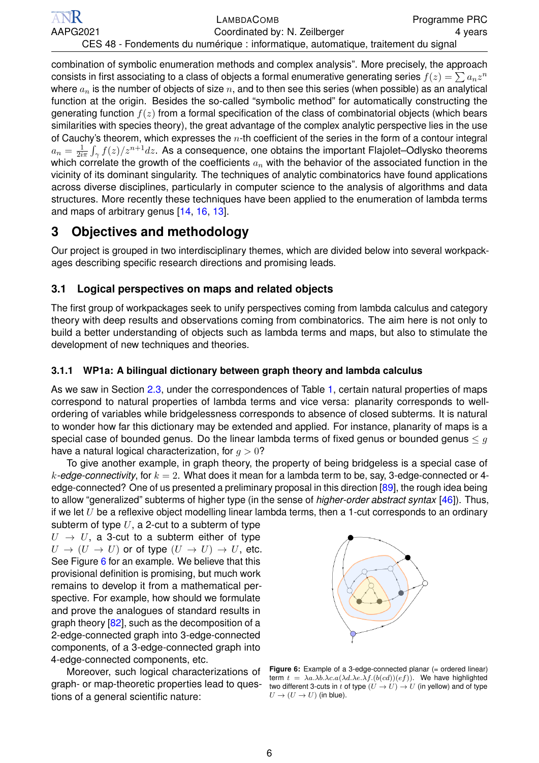combination of symbolic enumeration methods and complex analysis". More precisely, the approach consists in first associating to a class of objects a formal enumerative generating series $f(z) = \sum a_n z^n$ where $a_n$ is the number of objects of size $n$, and to then see this series (when possible) as an analytical function at the origin. Besides the so-called "symbolic method" for automatically constructing the generating function $f(z)$ from a formal specification of the class of combinatorial objects (which bears similarities with species theory), the great advantage of the complex analytic perspective lies in the use of Cauchy's theorem, which expresses the $n$-th coefficient of the series in the form of a contour integral $a_n = \frac{1}{2i\pi}\int_\gamma f(z)/z^{n+1}dz$. As a consequence, one obtains the important Flajolet–Odlysko theorems which correlate the growth of the coefficients $a_n$ with the behavior of the associated function in the vicinity of its dominant singularity. The techniques of analytic combinatorics have found applications across diverse disciplines, particularly in computer science to the analysis of algorithms and data structures. More recently these techniques have been applied to the enumeration of lambda terms and maps of arbitrary genus [14, 16, 13].

# 3 Objectives and methodology

Our project is grouped in two interdisciplinary themes, which are divided below into several workpackages describing specific research directions and promising leads.

## 3.1 Logical perspectives on maps and related objects

The first group of workpackages seek to unify perspectives coming from lambda calculus and category theory with deep results and observations coming from combinatorics. The aim here is not only to build a better understanding of objects such as lambda terms and maps, but also to stimulate the development of new techniques and theories.

### 3.1.1 WP1a: A bilingual dictionary between graph theory and lambda calculus

As we saw in Section 2.3, under the correspondences of Table 1, certain natural properties of maps correspond to natural properties of lambda terms and vice versa: planarity corresponds to well-ordering of variables while bridgelessness corresponds to absence of closed subterms. It is natural to wonder how far this dictionary may be extended and applied. For instance, planarity of maps is a special case of bounded genus. Do the linear lambda terms of fixed genus or bounded genus $\leq g$ have a natural logical characterization, for $g > 0$?

To give another example, in graph theory, the property of being bridgeless is a special case of $k$-*edge-connectivity*, for $k = 2$. What does it mean for a lambda term to be, say, 3-edge-connected or 4-edge-connected? One of us presented a preliminary proposal in this direction [89], the rough idea being to allow "generalized" subterms of higher type (in the sense of *higher-order abstract syntax* [46]). Thus, if we let $U$ be a reflexive object modelling linear lambda terms, then a 1-cut corresponds to an ordinary subterm of type $U$, a 2-cut to a subterm of type $U \to U$, a 3-cut to a subterm either of type $U \to (U \to U)$ or of type $(U \to U) \to U$, etc. See Figure 6 for an example. We believe that this provisional definition is promising, but much work remains to develop it from a mathematical perspective. For example, how should we formulate and prove the analogues of standard results in graph theory [82], such as the decomposition of a 2-edge-connected graph into 3-edge-connected components, of a 3-edge-connected graph into 4-edge-connected components, etc.

Figure 6: Example of a 3-edge-connected planar (= ordered linear) term $t = \lambda a.\lambda b.\lambda c.a(\lambda d.\lambda e.\lambda f.(b(cd))(ef))$. We have highlighted two different 3-cuts in $t$ of type $(U \to U) \to U$ (in yellow) and of type $U \to (U \to U)$ (in blue).

Moreover, such logical characterizations of graph- or map-theoretic properties lead to questions of a general scientific nature: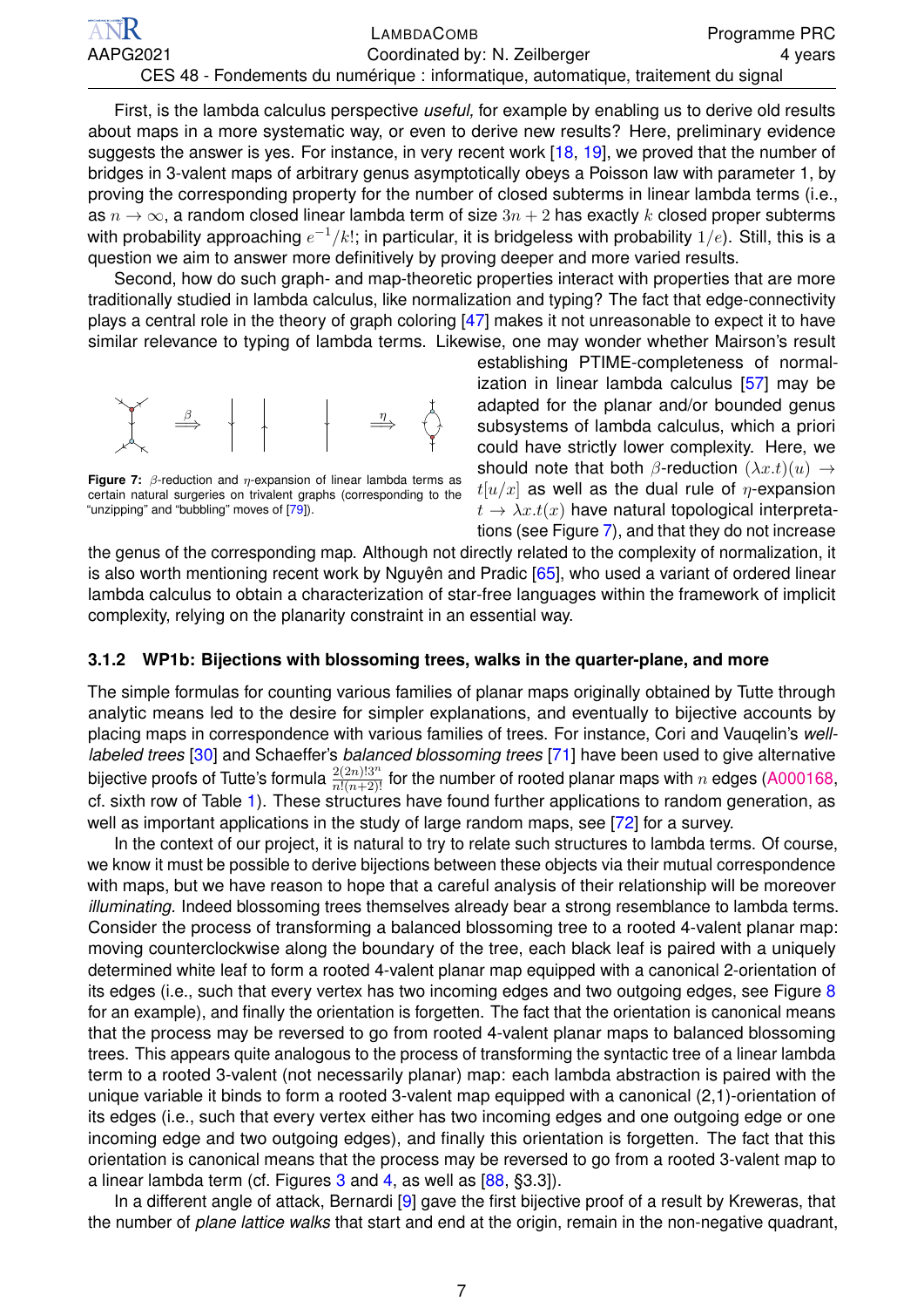First, is the lambda calculus perspective *useful,* for example by enabling us to derive old results about maps in a more systematic way, or even to derive new results? Here, preliminary evidence suggests the answer is yes. For instance, in very recent work [18, 19], we proved that the number of bridges in 3-valent maps of arbitrary genus asymptotically obeys a Poisson law with parameter 1, by proving the corresponding property for the number of closed subterms in linear lambda terms (i.e., as $n \to \infty$, a random closed linear lambda term of size $3n + 2$ has exactly $k$ closed proper subterms with probability approaching $e^{-1}/k!$; in particular, it is bridgeless with probability $1/e$). Still, this is a question we aim to answer more definitively by proving deeper and more varied results.

Second, how do such graph- and map-theoretic properties interact with properties that are more traditionally studied in lambda calculus, like normalization and typing? The fact that edge-connectivity plays a central role in the theory of graph coloring [47] makes it not unreasonable to expect it to have similar relevance to typing of lambda terms. Likewise, one may wonder whether Mairson's result establishing PTIME-completeness of normalization in linear lambda calculus [57] may be adapted for the planar and/or bounded genus subsystems of lambda calculus, which a priori could have strictly lower complexity. Here, we should note that both $\beta$-reduction $(\lambda x.t)(u) \to t[u/x]$ as well as the dual rule of $\eta$-expansion $t \to \lambda x.t(x)$ have natural topological interpretations (see Figure 7), and that they do not increase the genus of the corresponding map. Although not directly related to the complexity of normalization, it is also worth mentioning recent work by Nguyên and Pradic [65], who used a variant of ordered linear lambda calculus to obtain a characterization of star-free languages within the framework of implicit complexity, relying on the planarity constraint in an essential way.

**Figure 7:** $\beta$-reduction and $\eta$-expansion of linear lambda terms as certain natural surgeries on trivalent graphs (corresponding to the "unzipping" and "bubbling" moves of [79]).

### 3.1.2 WP1b: Bijections with blossoming trees, walks in the quarter-plane, and more

The simple formulas for counting various families of planar maps originally obtained by Tutte through analytic means led to the desire for simpler explanations, and eventually to bijective accounts by placing maps in correspondence with various families of trees. For instance, Cori and Vauqelin's *well-labeled trees* [30] and Schaeffer's *balanced blossoming trees* [71] have been used to give alternative bijective proofs of Tutte's formula $\frac{2(2n)!3^n}{n!(n+2)!}$ for the number of rooted planar maps with $n$ edges (A000168, cf. sixth row of Table 1). These structures have found further applications to random generation, as well as important applications in the study of large random maps, see [72] for a survey.

In the context of our project, it is natural to try to relate such structures to lambda terms. Of course, we know it must be possible to derive bijections between these objects via their mutual correspondence with maps, but we have reason to hope that a careful analysis of their relationship will be moreover *illuminating.* Indeed blossoming trees themselves already bear a strong resemblance to lambda terms. Consider the process of transforming a balanced blossoming tree to a rooted 4-valent planar map: moving counterclockwise along the boundary of the tree, each black leaf is paired with a uniquely determined white leaf to form a rooted 4-valent planar map equipped with a canonical 2-orientation of its edges (i.e., such that every vertex has two incoming edges and two outgoing edges, see Figure 8 for an example), and finally the orientation is forgetten. The fact that the orientation is canonical means that the process may be reversed to go from rooted 4-valent planar maps to balanced blossoming trees. This appears quite analogous to the process of transforming the syntactic tree of a linear lambda term to a rooted 3-valent (not necessarily planar) map: each lambda abstraction is paired with the unique variable it binds to form a rooted 3-valent map equipped with a canonical (2,1)-orientation of its edges (i.e., such that every vertex either has two incoming edges and one outgoing edge or one incoming edge and two outgoing edges), and finally this orientation is forgetten. The fact that this orientation is canonical means that the process may be reversed to go from a rooted 3-valent map to a linear lambda term (cf. Figures 3 and 4, as well as [88, §3.3]).

In a different angle of attack, Bernardi [9] gave the first bijective proof of a result by Kreweras, that the number of *plane lattice walks* that start and end at the origin, remain in the non-negative quadrant,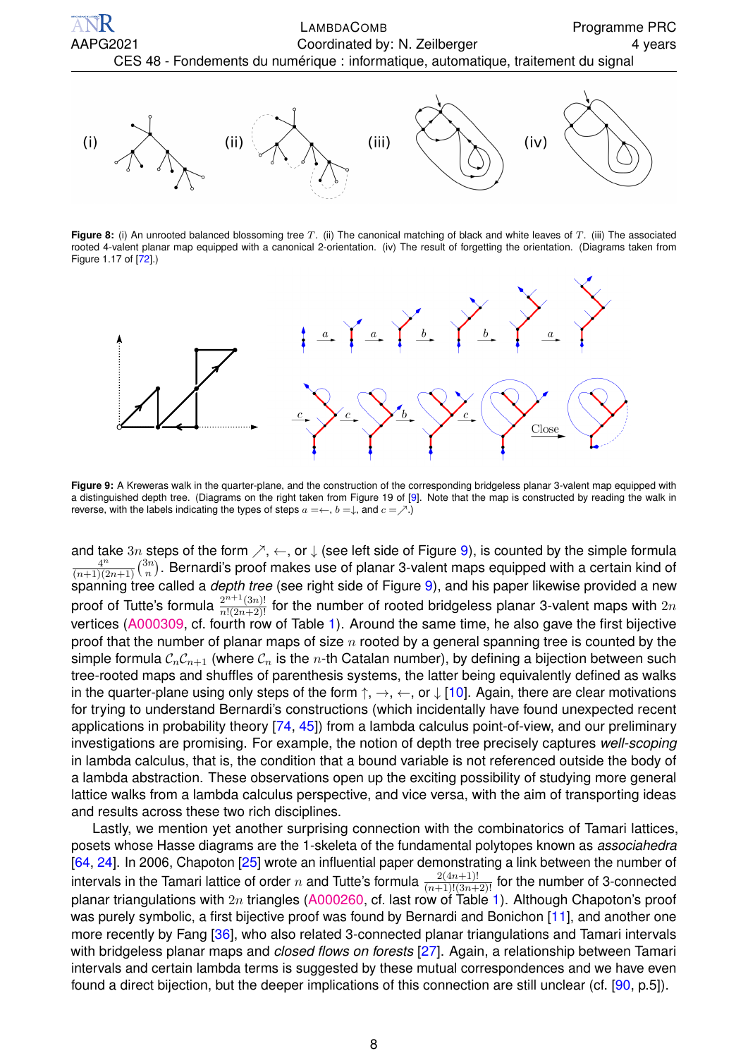Figure 8: (i) An unrooted balanced blossoming tree $T$. (ii) The canonical matching of black and white leaves of $T$. (iii) The associated rooted 4-valent planar map equipped with a canonical 2-orientation. (iv) The result of forgetting the orientation. (Diagrams taken from Figure 1.17 of [72].)

Figure 9: A Kreweras walk in the quarter-plane, and the construction of the corresponding bridgeless planar 3-valent map equipped with a distinguished depth tree. (Diagrams on the right taken from Figure 19 of [9]. Note that the map is constructed by reading the walk in reverse, with the labels indicating the types of steps $a = \leftarrow$, $b = \downarrow$, and $c = \nearrow$.)

and take $3n$ steps of the form $\nearrow$, $\leftarrow$, or $\downarrow$ (see left side of Figure 9), is counted by the simple formula $\frac{4^n}{(n+1)(2n+1)}\binom{3n}{n}$. Bernardi's proof makes use of planar 3-valent maps equipped with a certain kind of spanning tree called a *depth tree* (see right side of Figure 9), and his paper likewise provided a new proof of Tutte's formula $\frac{2^{n+1}(3n)!}{n!(2n+2)!}$ for the number of rooted bridgeless planar 3-valent maps with $2n$ vertices (A000309, cf. fourth row of Table 1). Around the same time, he also gave the first bijective proof that the number of planar maps of size $n$ rooted by a general spanning tree is counted by the simple formula $\mathcal{C}_n\mathcal{C}_{n+1}$ (where $\mathcal{C}_n$ is the $n$-th Catalan number), by defining a bijection between such tree-rooted maps and shuffles of parenthesis systems, the latter being equivalently defined as walks in the quarter-plane using only steps of the form $\uparrow$, $\rightarrow$, $\leftarrow$, or $\downarrow$ [10]. Again, there are clear motivations for trying to understand Bernardi's constructions (which incidentally have found unexpected recent applications in probability theory [74, 45]) from a lambda calculus point-of-view, and our preliminary investigations are promising. For example, the notion of depth tree precisely captures *well-scoping* in lambda calculus, that is, the condition that a bound variable is not referenced outside the body of a lambda abstraction. These observations open up the exciting possibility of studying more general lattice walks from a lambda calculus perspective, and vice versa, with the aim of transporting ideas and results across these two rich disciplines.

Lastly, we mention yet another surprising connection with the combinatorics of Tamari lattices, posets whose Hasse diagrams are the 1-skeleta of the fundamental polytopes known as *associahedra* [64, 24]. In 2006, Chapoton [25] wrote an influential paper demonstrating a link between the number of intervals in the Tamari lattice of order $n$ and Tutte's formula $\frac{2(4n+1)!}{(n+1)!(3n+2)!}$ for the number of 3-connected planar triangulations with $2n$ triangles (A000260, cf. last row of Table 1). Although Chapoton's proof was purely symbolic, a first bijective proof was found by Bernardi and Bonichon [11], and another one more recently by Fang [36], who also related 3-connected planar triangulations and Tamari intervals with bridgeless planar maps and *closed flows on forests* [27]. Again, a relationship between Tamari intervals and certain lambda terms is suggested by these mutual correspondences and we have even found a direct bijection, but the deeper implications of this connection are still unclear (cf. [90, p.5]).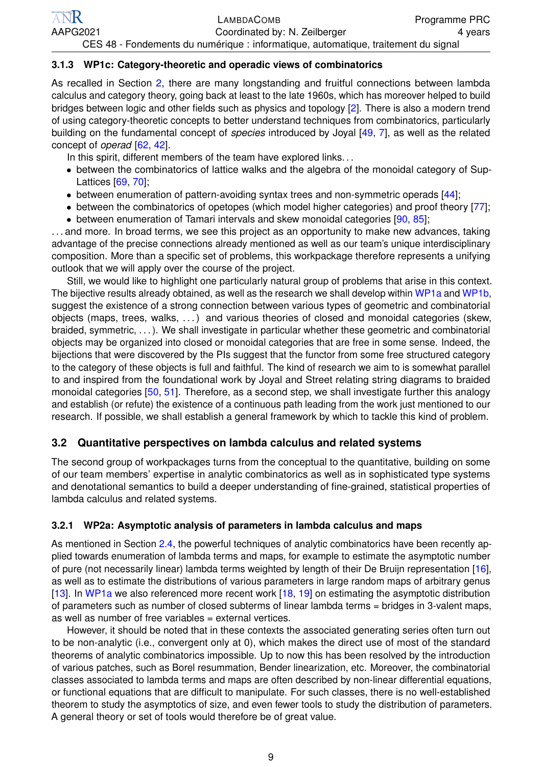### 3.1.3 WP1c: Category-theoretic and operadic views of combinatorics

As recalled in Section 2, there are many longstanding and fruitful connections between lambda calculus and category theory, going back at least to the late 1960s, which has moreover helped to build bridges between logic and other fields such as physics and topology [2]. There is also a modern trend of using category-theoretic concepts to better understand techniques from combinatorics, particularly building on the fundamental concept of *species* introduced by Joyal [49, 7], as well as the related concept of *operad* [62, 42].

In this spirit, different members of the team have explored links. . .

- between the combinatorics of lattice walks and the algebra of the monoidal category of Sup-Lattices [69, 70];
- between enumeration of pattern-avoiding syntax trees and non-symmetric operads [44];
- between the combinatorics of opetopes (which model higher categories) and proof theory [77];
- between enumeration of Tamari intervals and skew monoidal categories [90, 85];

. . . and more. In broad terms, we see this project as an opportunity to make new advances, taking advantage of the precise connections already mentioned as well as our team's unique interdisciplinary composition. More than a specific set of problems, this workpackage therefore represents a unifying outlook that we will apply over the course of the project.

Still, we would like to highlight one particularly natural group of problems that arise in this context. The bijective results already obtained, as well as the research we shall develop within WP1a and WP1b, suggest the existence of a strong connection between various types of geometric and combinatorial objects (maps, trees, walks, . . . ) and various theories of closed and monoidal categories (skew, braided, symmetric, . . . ). We shall investigate in particular whether these geometric and combinatorial objects may be organized into closed or monoidal categories that are free in some sense. Indeed, the bijections that were discovered by the PIs suggest that the functor from some free structured category to the category of these objects is full and faithful. The kind of research we aim to is somewhat parallel to and inspired from the foundational work by Joyal and Street relating string diagrams to braided monoidal categories [50, 51]. Therefore, as a second step, we shall investigate further this analogy and establish (or refute) the existence of a continuous path leading from the work just mentioned to our research. If possible, we shall establish a general framework by which to tackle this kind of problem.

## 3.2 Quantitative perspectives on lambda calculus and related systems

The second group of workpackages turns from the conceptual to the quantitative, building on some of our team members' expertise in analytic combinatorics as well as in sophisticated type systems and denotational semantics to build a deeper understanding of fine-grained, statistical properties of lambda calculus and related systems.

### 3.2.1 WP2a: Asymptotic analysis of parameters in lambda calculus and maps

As mentioned in Section 2.4, the powerful techniques of analytic combinatorics have been recently applied towards enumeration of lambda terms and maps, for example to estimate the asymptotic number of pure (not necessarily linear) lambda terms weighted by length of their De Bruijn representation [16], as well as to estimate the distributions of various parameters in large random maps of arbitrary genus [13]. In WP1a we also referenced more recent work [18, 19] on estimating the asymptotic distribution of parameters such as number of closed subterms of linear lambda terms = bridges in 3-valent maps, as well as number of free variables = external vertices.

However, it should be noted that in these contexts the associated generating series often turn out to be non-analytic (i.e., convergent only at 0), which makes the direct use of most of the standard theorems of analytic combinatorics impossible. Up to now this has been resolved by the introduction of various patches, such as Borel resummation, Bender linearization, etc. Moreover, the combinatorial classes associated to lambda terms and maps are often described by non-linear differential equations, or functional equations that are difficult to manipulate. For such classes, there is no well-established theorem to study the asymptotics of size, and even fewer tools to study the distribution of parameters. A general theory or set of tools would therefore be of great value.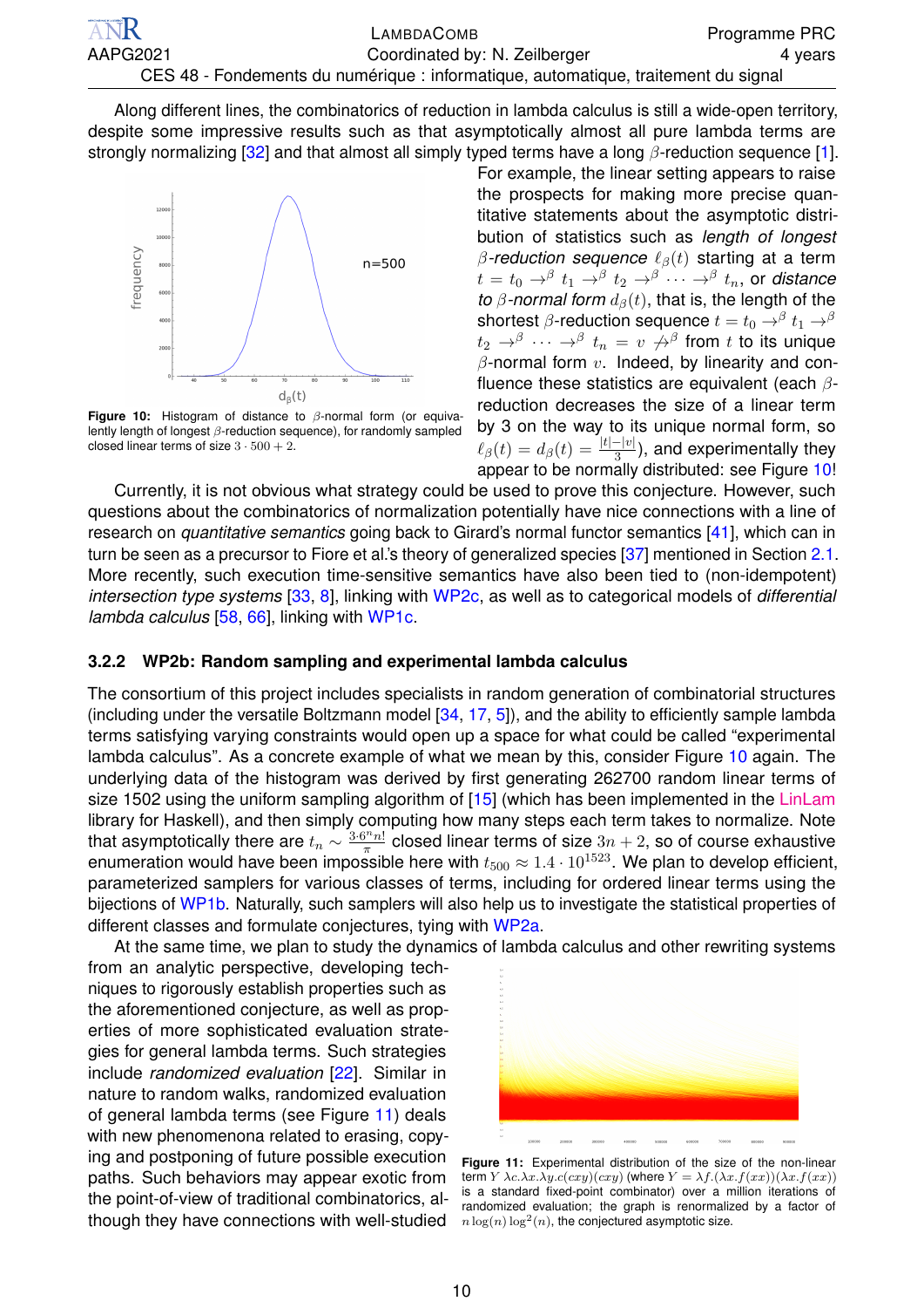Along different lines, the combinatorics of reduction in lambda calculus is still a wide-open territory, despite some impressive results such as that asymptotically almost all pure lambda terms are strongly normalizing [32] and that almost all simply typed terms have a long $\beta$-reduction sequence [1]. For example, the linear setting appears to raise the prospects for making more precise quantitative statements about the asymptotic distribution of statistics such as *length of longest $\beta$-reduction sequence* $\ell_\beta(t)$ starting at a term $t = t_0 \to^\beta t_1 \to^\beta t_2 \to^\beta \cdots \to^\beta t_n$, or *distance to $\beta$-normal form* $d_\beta(t)$, that is, the length of the shortest $\beta$-reduction sequence $t = t_0 \to^\beta t_1 \to^\beta t_2 \to^\beta \cdots \to^\beta t_n = v \not\to^\beta$ from $t$ to its unique $\beta$-normal form $v$. Indeed, by linearity and confluence these statistics are equivalent (each $\beta$-reduction decreases the size of a linear term by 3 on the way to its unique normal form, so $\ell_\beta(t) = d_\beta(t) = \frac{|t|-|v|}{3}$), and experimentally they appear to be normally distributed: see Figure 10!

**Figure 10:** Histogram of distance to $\beta$-normal form (or equivalently length of longest $\beta$-reduction sequence), for randomly sampled closed linear terms of size $3 \cdot 500 + 2$.

Currently, it is not obvious what strategy could be used to prove this conjecture. However, such questions about the combinatorics of normalization potentially have nice connections with a line of research on *quantitative semantics* going back to Girard's normal functor semantics [41], which can in turn be seen as a precursor to Fiore et al.'s theory of generalized species [37] mentioned in Section 2.1. More recently, such execution time-sensitive semantics have also been tied to (non-idempotent) *intersection type systems* [33, 8], linking with WP2c, as well as to categorical models of *differential lambda calculus* [58, 66], linking with WP1c.

### 3.2.2 WP2b: Random sampling and experimental lambda calculus

The consortium of this project includes specialists in random generation of combinatorial structures (including under the versatile Boltzmann model [34, 17, 5]), and the ability to efficiently sample lambda terms satisfying varying constraints would open up a space for what could be called "experimental lambda calculus". As a concrete example of what we mean by this, consider Figure 10 again. The underlying data of the histogram was derived by first generating 262700 random linear terms of size 1502 using the uniform sampling algorithm of [15] (which has been implemented in the LinLam library for Haskell), and then simply computing how many steps each term takes to normalize. Note that asymptotically there are $t_n \sim \frac{3 \cdot 6^n n!}{\pi}$ closed linear terms of size $3n+2$, so of course exhaustive enumeration would have been impossible here with $t_{500} \approx 1.4 \cdot 10^{1523}$. We plan to develop efficient, parameterized samplers for various classes of terms, including for ordered linear terms using the bijections of WP1b. Naturally, such samplers will also help us to investigate the statistical properties of different classes and formulate conjectures, tying with WP2a.

At the same time, we plan to study the dynamics of lambda calculus and other rewriting systems from an analytic perspective, developing techniques to rigorously establish properties such as the aforementioned conjecture, as well as properties of more sophisticated evaluation strategies for general lambda terms. Such strategies include *randomized evaluation* [22]. Similar in nature to random walks, randomized evaluation of general lambda terms (see Figure 11) deals with new phenomenona related to erasing, copying and postponing of future possible execution paths. Such behaviors may appear exotic from the point-of-view of traditional combinatorics, although they have connections with well-studied

**Figure 11:** Experimental distribution of the size of the non-linear term $Y\ \lambda c.\lambda x.\lambda y.c(cxy)(cxy)$ (where $Y = \lambda f.(\lambda x.f(xx))(\lambda x.f(xx))$ is a standard fixed-point combinator) over a million iterations of randomized evaluation; the graph is renormalized by a factor of $n\log(n)\log^2(n)$, the conjectured asymptotic size.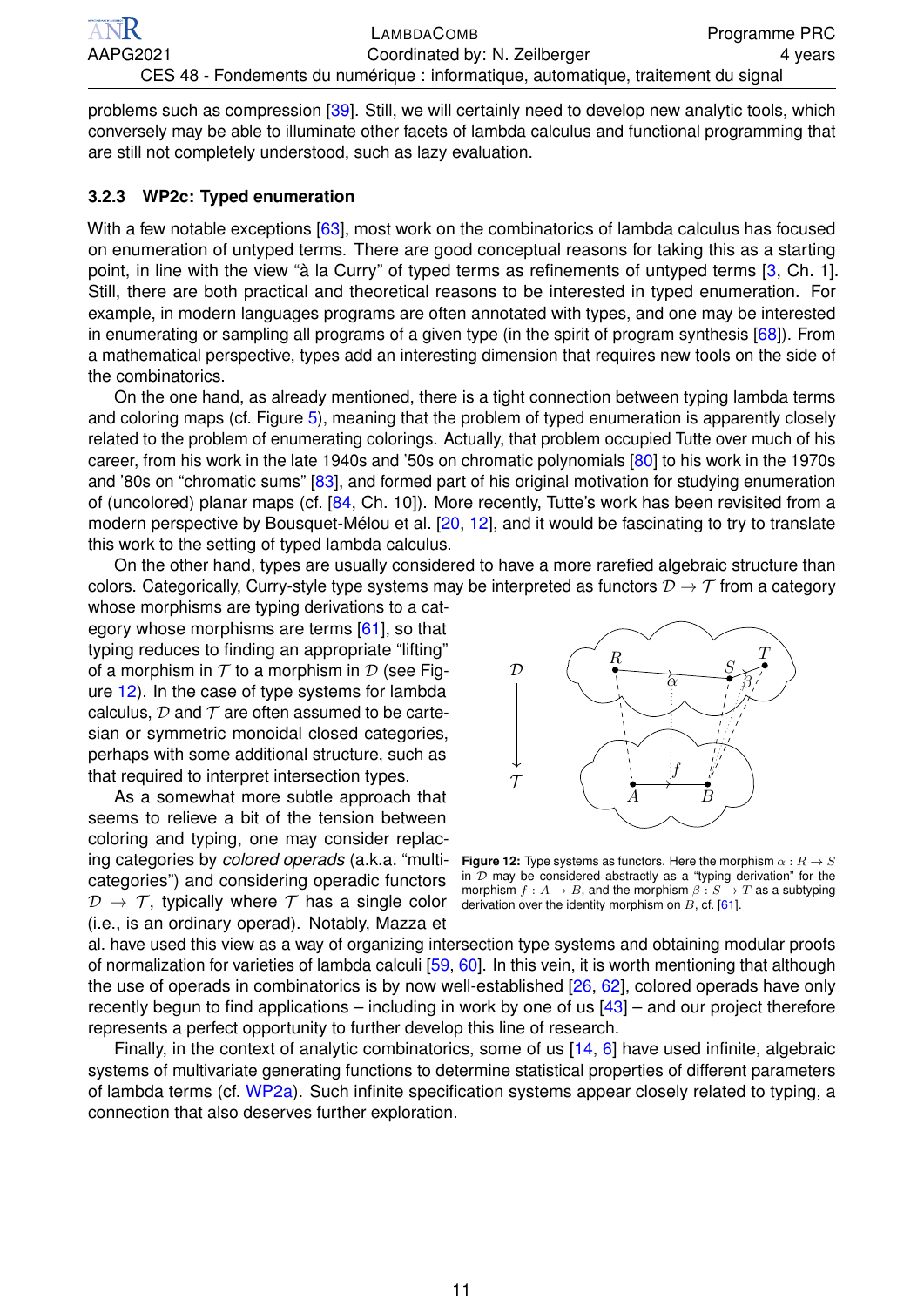problems such as compression [39]. Still, we will certainly need to develop new analytic tools, which conversely may be able to illuminate other facets of lambda calculus and functional programming that are still not completely understood, such as lazy evaluation.

### 3.2.3 WP2c: Typed enumeration

With a few notable exceptions [63], most work on the combinatorics of lambda calculus has focused on enumeration of untyped terms. There are good conceptual reasons for taking this as a starting point, in line with the view "à la Curry" of typed terms as refinements of untyped terms [3, Ch. 1]. Still, there are both practical and theoretical reasons to be interested in typed enumeration. For example, in modern languages programs are often annotated with types, and one may be interested in enumerating or sampling all programs of a given type (in the spirit of program synthesis [68]). From a mathematical perspective, types add an interesting dimension that requires new tools on the side of the combinatorics.

On the one hand, as already mentioned, there is a tight connection between typing lambda terms and coloring maps (cf. Figure 5), meaning that the problem of typed enumeration is apparently closely related to the problem of enumerating colorings. Actually, that problem occupied Tutte over much of his career, from his work in the late 1940s and '50s on chromatic polynomials [80] to his work in the 1970s and '80s on "chromatic sums" [83], and formed part of his original motivation for studying enumeration of (uncolored) planar maps (cf. [84, Ch. 10]). More recently, Tutte's work has been revisited from a modern perspective by Bousquet-Mélou et al. [20, 12], and it would be fascinating to try to translate this work to the setting of typed lambda calculus.

On the other hand, types are usually considered to have a more rarefied algebraic structure than colors. Categorically, Curry-style type systems may be interpreted as functors $\mathcal{D} \to \mathcal{T}$ from a category whose morphisms are typing derivations to a category whose morphisms are terms [61], so that typing reduces to finding an appropriate "lifting" of a morphism in $\mathcal{T}$ to a morphism in $\mathcal{D}$ (see Figure 12). In the case of type systems for lambda calculus, $\mathcal{D}$ and $\mathcal{T}$ are often assumed to be cartesian or symmetric monoidal closed categories, perhaps with some additional structure, such as that required to interpret intersection types.

**Figure 12:** Type systems as functors. Here the morphism $\alpha : R \to S$ in $\mathcal{D}$ may be considered abstractly as a "typing derivation" for the morphism $f : A \to B$, and the morphism $\beta : S \to T$ as a subtyping derivation over the identity morphism on $B$, cf. [61].

As a somewhat more subtle approach that seems to relieve a bit of the tension between coloring and typing, one may consider replacing categories by *colored operads* (a.k.a. "multicategories") and considering operadic functors $\mathcal{D} \to \mathcal{T}$, typically where $\mathcal{T}$ has a single color (i.e., is an ordinary operad). Notably, Mazza et al. have used this view as a way of organizing intersection type systems and obtaining modular proofs of normalization for varieties of lambda calculi [59, 60]. In this vein, it is worth mentioning that although the use of operads in combinatorics is by now well-established [26, 62], colored operads have only recently begun to find applications – including in work by one of us [43] – and our project therefore represents a perfect opportunity to further develop this line of research.

Finally, in the context of analytic combinatorics, some of us [14, 6] have used infinite, algebraic systems of multivariate generating functions to determine statistical properties of different parameters of lambda terms (cf. WP2a). Such infinite specification systems appear closely related to typing, a connection that also deserves further exploration.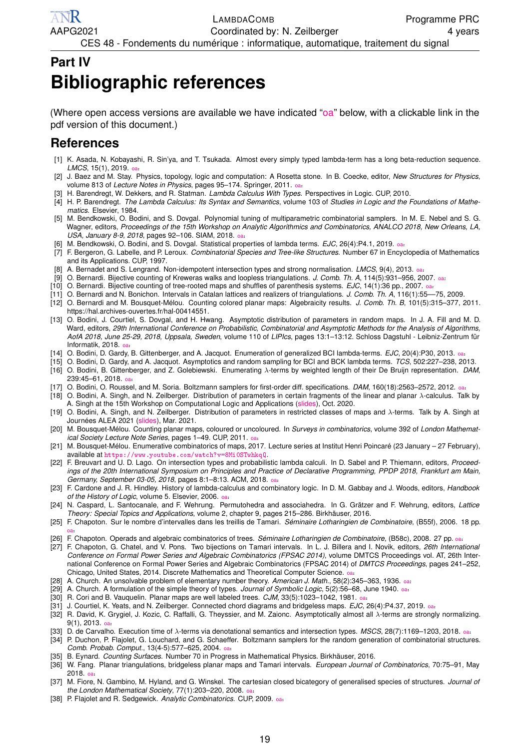# Part IV

# Bibliographic references

(Where open access versions are available we have indicated "oa" below, with a clickable link in the pdf version of this document.)

## References

[1] K. Asada, N. Kobayashi, R. Sin'ya, and T. Tsukada. Almost every simply typed lambda-term has a long beta-reduction sequence. *LMCS*, 15(1), 2019. oa.

[2] J. Baez and M. Stay. Physics, topology, logic and computation: A Rosetta stone. In B. Coecke, editor, *New Structures for Physics*, volume 813 of *Lecture Notes in Physics*, pages 95–174. Springer, 2011. oa.

[3] H. Barendregt, W. Dekkers, and R. Statman. *Lambda Calculus With Types*. Perspectives in Logic. CUP, 2010.

[4] H. P. Barendregt. *The Lambda Calculus: Its Syntax and Semantics*, volume 103 of *Studies in Logic and the Foundations of Mathematics*. Elsevier, 1984.

[5] M. Bendkowski, O. Bodini, and S. Dovgal. Polynomial tuning of multiparametric combinatorial samplers. In M. E. Nebel and S. G. Wagner, editors, *Proceedings of the 15th Workshop on Analytic Algorithmics and Combinatorics, ANALCO 2018, New Orleans, LA, USA, January 8-9, 2018*, pages 92–106. SIAM, 2018. oa.

[6] M. Bendkowski, O. Bodini, and S. Dovgal. Statistical properties of lambda terms. *EJC*, 26(4):P4.1, 2019. oa.

[7] F. Bergeron, G. Labelle, and P. Leroux. *Combinatorial Species and Tree-like Structures*. Number 67 in Encyclopedia of Mathematics and its Applications. CUP, 1997.

[8] A. Bernadet and S. Lengrand. Non-idempotent intersection types and strong normalisation. *LMCS*, 9(4), 2013. oa.

[9] O. Bernardi. Bijective counting of Kreweras walks and loopless triangulations. *J. Comb. Th. A*, 114(5):931–956, 2007. oa.

[10] O. Bernardi. Bijective counting of tree-rooted maps and shuffles of parenthesis systems. *EJC*, 14(1):36 pp., 2007. oa.

[11] O. Bernardi and N. Bonichon. Intervals in Catalan lattices and realizers of triangulations. *J. Comb. Th. A*, 116(1):55—75, 2009.

[12] O. Bernardi and M. Bousquet-Mélou. Counting colored planar maps: Algebraicity results. *J. Comb. Th. B*, 101(5):315–377, 2011. https://hal.archives-ouvertes.fr/hal-00414551.

[13] O. Bodini, J. Courtiel, S. Dovgal, and H. Hwang. Asymptotic distribution of parameters in random maps. In J. A. Fill and M. D. Ward, editors, *29th International Conference on Probabilistic, Combinatorial and Asymptotic Methods for the Analysis of Algorithms, AofA 2018, June 25-29, 2018, Uppsala, Sweden*, volume 110 of *LIPIcs*, pages 13:1–13:12. Schloss Dagstuhl - Leibniz-Zentrum für Informatik, 2018. oa.

[14] O. Bodini, D. Gardy, B. Gittenberger, and A. Jacquot. Enumeration of generalized BCI lambda-terms. *EJC*, 20(4):P30, 2013. oa.

[15] O. Bodini, D. Gardy, and A. Jacquot. Asymptotics and random sampling for BCI and BCK lambda terms. *TCS*, 502:227–238, 2013.

[16] O. Bodini, B. Gittenberger, and Z. Golebiewski. Enumerating $\lambda$-terms by weighted length of their De Bruijn representation. *DAM*, 239:45–61, 2018. oa.

[17] O. Bodini, O. Roussel, and M. Soria. Boltzmann samplers for first-order diff. specifications. *DAM*, 160(18):2563–2572, 2012. oa.

[18] O. Bodini, A. Singh, and N. Zeilberger. Distribution of parameters in certain fragments of the linear and planar $\lambda$-calculus. Talk by A. Singh at the 15th Workshop on Computational Logic and Applications (slides), Oct. 2020.

[19] O. Bodini, A. Singh, and N. Zeilberger. Distribution of parameters in restricted classes of maps and $\lambda$-terms. Talk by A. Singh at Journées ALEA 2021 (slides), Mar. 2021.

[20] M. Bousquet-Mélou. Counting planar maps, coloured or uncoloured. In *Surveys in combinatorics*, volume 392 of *London Mathematical Society Lecture Note Series*, pages 1–49. CUP, 2011. oa.

[21] M. Bousquet-Mélou. Enumerative combinatorics of maps, 2017. Lecture series at Institut Henri Poincaré (23 January – 27 February), available at `https://www.youtube.com/watch?v=8Mi0STwhkqQ`.

[22] F. Breuvart and U. D. Lago. On intersection types and probabilistic lambda calculi. In D. Sabel and P. Thiemann, editors, *Proceedings of the 20th International Symposium on Principles and Practice of Declarative Programming, PPDP 2018, Frankfurt am Main, Germany, September 03-05, 2018*, pages 8:1–8:13. ACM, 2018. oa.

[23] F. Cardone and J. R. Hindley. History of lambda-calculus and combinatory logic. In D. M. Gabbay and J. Woods, editors, *Handbook of the History of Logic*, volume 5. Elsevier, 2006. oa.

[24] N. Caspard, L. Santocanale, and F. Wehrung. Permutohedra and associahedra. In G. Grätzer and F. Wehrung, editors, *Lattice Theory: Special Topics and Applications*, volume 2, chapter 9, pages 215–286. Birkhäuser, 2016.

[25] F. Chapoton. Sur le nombre d'intervalles dans les treillis de Tamari. *Séminaire Lotharingien de Combinatoire*, (B55f), 2006. 18 pp. oa.

[26] F. Chapoton. Operads and algebraic combinatorics of trees. *Séminaire Lotharingien de Combinatoire*, (B58c), 2008. 27 pp. oa.

[27] F. Chapoton, G. Chatel, and V. Pons. Two bijections on Tamari intervals. In L. J. Billera and I. Novik, editors, *26th International Conference on Formal Power Series and Algebraic Combinatorics (FPSAC 2014)*, volume DMTCS Proceedings vol. AT, 26th International Conference on Formal Power Series and Algebraic Combinatorics (FPSAC 2014) of *DMTCS Proceedings*, pages 241–252, Chicago, United States, 2014. Discrete Mathematics and Theoretical Computer Science. oa.

[28] A. Church. An unsolvable problem of elementary number theory. *American J. Math.*, 58(2):345–363, 1936. oa.

[29] A. Church. A formulation of the simple theory of types. *Journal of Symbolic Logic*, 5(2):56–68, June 1940. oa.

[30] R. Cori and B. Vauquelin. Planar maps are well labeled trees. *CJM*, 33(5):1023–1042, 1981. oa.

[31] J. Courtiel, K. Yeats, and N. Zeilberger. Connected chord diagrams and bridgeless maps. *EJC*, 26(4):P4.37, 2019. oa.

[32] R. David, K. Grygiel, J. Kozic, C. Raffalli, G. Theyssier, and M. Zaionc. Asymptotically almost all $\lambda$-terms are strongly normalizing. 9(1), 2013. oa.

[33] D. de Carvalho. Execution time of $\lambda$-terms via denotational semantics and intersection types. *MSCS*, 28(7):1169–1203, 2018. oa.

[34] P. Duchon, P. Flajolet, G. Louchard, and G. Schaeffer. Boltzmann samplers for the random generation of combinatorial structures. *Comb. Probab. Comput.*, 13(4-5):577–625, 2004. oa.

[35] B. Eynard. *Counting Surfaces*. Number 70 in Progress in Mathematical Physics. Birkhäuser, 2016.

[36] W. Fang. Planar triangulations, bridgeless planar maps and Tamari intervals. *European Journal of Combinatorics*, 70:75–91, May 2018. oa.

[37] M. Fiore, N. Gambino, M. Hyland, and G. Winskel. The cartesian closed bicategory of generalised species of structures. *Journal of the London Mathematical Society*, 77(1):203–220, 2008. oa.

[38] P. Flajolet and R. Sedgewick. *Analytic Combinatorics*. CUP, 2009. oa.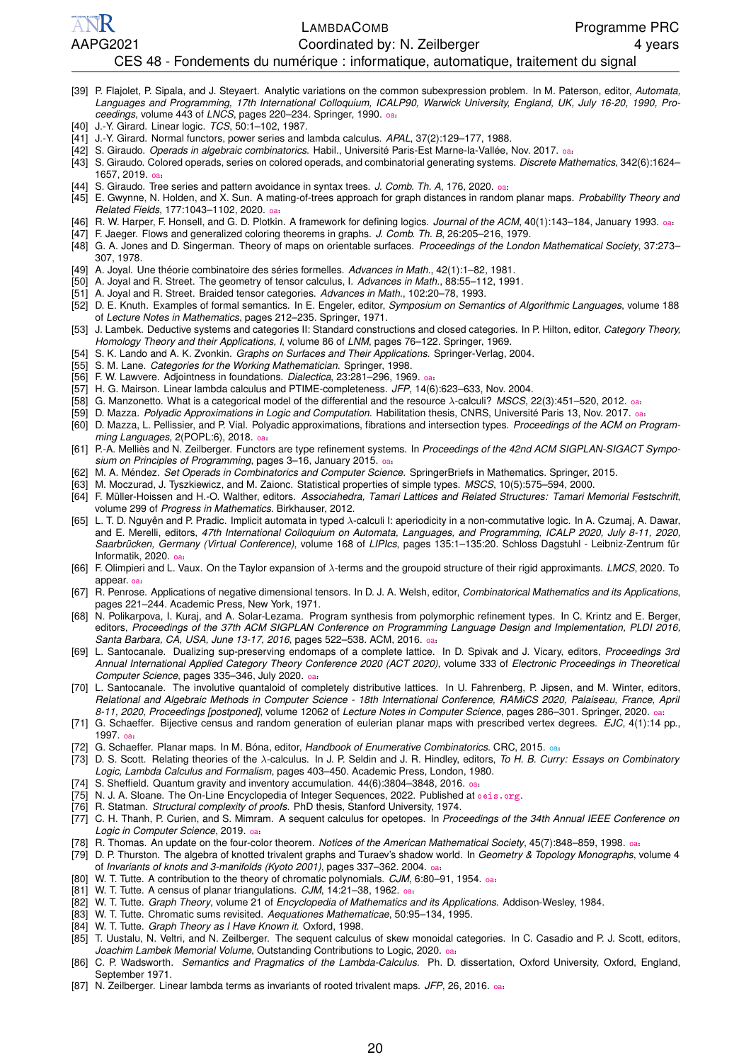[39] P. Flajolet, P. Sipala, and J. Steyaert. Analytic variations on the common subexpression problem. In M. Paterson, editor, *Automata, Languages and Programming, 17th International Colloquium, ICALP90, Warwick University, England, UK, July 16-20, 1990, Proceedings*, volume 443 of *LNCS*, pages 220–234. Springer, 1990. oa
[40] J.-Y. Girard. Linear logic. *TCS*, 50:1–102, 1987.
[41] J.-Y. Girard. Normal functors, power series and lambda calculus. *APAL*, 37(2):129–177, 1988.
[42] S. Giraudo. *Operads in algebraic combinatorics*. Habil., Université Paris-Est Marne-la-Vallée, Nov. 2017. oa
[43] S. Giraudo. Colored operads, series on colored operads, and combinatorial generating systems. *Discrete Mathematics*, 342(6):1624–1657, 2019. oa
[44] S. Giraudo. Tree series and pattern avoidance in syntax trees. *J. Comb. Th. A*, 176, 2020. oa
[45] E. Gwynne, N. Holden, and X. Sun. A mating-of-trees approach for graph distances in random planar maps. *Probability Theory and Related Fields*, 177:1043–1102, 2020. oa
[46] R. W. Harper, F. Honsell, and G. D. Plotkin. A framework for defining logics. *Journal of the ACM*, 40(1):143–184, January 1993. oa
[47] F. Jaeger. Flows and generalized coloring theorems in graphs. *J. Comb. Th. B*, 26:205–216, 1979.
[48] G. A. Jones and D. Singerman. Theory of maps on orientable surfaces. *Proceedings of the London Mathematical Society*, 37:273–307, 1978.
[49] A. Joyal. Une théorie combinatoire des séries formelles. *Advances in Math.*, 42(1):1–82, 1981.
[50] A. Joyal and R. Street. The geometry of tensor calculus, I. *Advances in Math.*, 88:55–112, 1991.
[51] A. Joyal and R. Street. Braided tensor categories. *Advances in Math.*, 102:20–78, 1993.
[52] D. E. Knuth. Examples of formal semantics. In E. Engeler, editor, *Symposium on Semantics of Algorithmic Languages*, volume 188 of *Lecture Notes in Mathematics*, pages 212–235. Springer, 1971.
[53] J. Lambek. Deductive systems and categories II: Standard constructions and closed categories. In P. Hilton, editor, *Category Theory, Homology Theory and their Applications, I*, volume 86 of *LNM*, pages 76–122. Springer, 1969.
[54] S. K. Lando and A. K. Zvonkin. *Graphs on Surfaces and Their Applications*. Springer-Verlag, 2004.
[55] S. M. Lane. *Categories for the Working Mathematician*. Springer, 1998.
[56] F. W. Lawvere. Adjointness in foundations. *Dialectica*, 23:281–296, 1969. oa
[57] H. G. Mairson. Linear lambda calculus and PTIME-completeness. *JFP*, 14(6):623–633, Nov. 2004.
[58] G. Manzonetto. What is a categorical model of the differential and the resource $\lambda$-calculi? *MSCS*, 22(3):451–520, 2012. oa
[59] D. Mazza. *Polyadic Approximations in Logic and Computation*. Habilitation thesis, CNRS, Université Paris 13, Nov. 2017. oa
[60] D. Mazza, L. Pellissier, and P. Vial. Polyadic approximations, fibrations and intersection types. *Proceedings of the ACM on Programming Languages*, 2(POPL:6), 2018. oa
[61] P.-A. Melliès and N. Zeilberger. Functors are type refinement systems. In *Proceedings of the 42nd ACM SIGPLAN-SIGACT Symposium on Principles of Programming*, pages 3–16, January 2015. oa
[62] M. A. Méndez. *Set Operads in Combinatorics and Computer Science*. SpringerBriefs in Mathematics. Springer, 2015.
[63] M. Moczurad, J. Tyszkiewicz, and M. Zaionc. Statistical properties of simple types. *MSCS*, 10(5):575–594, 2000.
[64] F. Müller-Hoissen and H.-O. Walther, editors. *Associahedra, Tamari Lattices and Related Structures: Tamari Memorial Festschrift*, volume 299 of *Progress in Mathematics*. Birkhauser, 2012.
[65] L. T. D. Nguyên and P. Pradic. Implicit automata in typed $\lambda$-calculi I: aperiodicity in a non-commutative logic. In A. Czumaj, A. Dawar, and E. Merelli, editors, *47th International Colloquium on Automata, Languages, and Programming, ICALP 2020, July 8-11, 2020, Saarbrücken, Germany (Virtual Conference)*, volume 168 of *LIPIcs*, pages 135:1–135:20. Schloss Dagstuhl - Leibniz-Zentrum für Informatik, 2020. oa
[66] F. Olimpieri and L. Vaux. On the Taylor expansion of $\lambda$-terms and the groupoid structure of their rigid approximants. *LMCS*, 2020. To appear. oa
[67] R. Penrose. Applications of negative dimensional tensors. In D. J. A. Welsh, editor, *Combinatorial Mathematics and its Applications*, pages 221–244. Academic Press, New York, 1971.
[68] N. Polikarpova, I. Kuraj, and A. Solar-Lezama. Program synthesis from polymorphic refinement types. In C. Krintz and E. Berger, editors, *Proceedings of the 37th ACM SIGPLAN Conference on Programming Language Design and Implementation, PLDI 2016, Santa Barbara, CA, USA, June 13-17, 2016*, pages 522–538. ACM, 2016. oa
[69] L. Santocanale. Dualizing sup-preserving endomaps of a complete lattice. In D. Spivak and J. Vicary, editors, *Proceedings 3rd Annual International Applied Category Theory Conference 2020 (ACT 2020)*, volume 333 of *Electronic Proceedings in Theoretical Computer Science*, pages 335–346, July 2020. oa
[70] L. Santocanale. The involutive quantaloid of completely distributive lattices. In U. Fahrenberg, P. Jipsen, and M. Winter, editors, *Relational and Algebraic Methods in Computer Science - 18th International Conference, RAMiCS 2020, Palaiseau, France, April 8-11, 2020, Proceedings [postponed]*, volume 12062 of *Lecture Notes in Computer Science*, pages 286–301. Springer, 2020. oa
[71] G. Schaeffer. Bijective census and random generation of eulerian planar maps with prescribed vertex degrees. *EJC*, 4(1):14 pp., 1997. oa
[72] G. Schaeffer. Planar maps. In M. Bóna, editor, *Handbook of Enumerative Combinatorics*. CRC, 2015. oa
[73] D. S. Scott. Relating theories of the $\lambda$-calculus. In J. P. Seldin and J. R. Hindley, editors, *To H. B. Curry: Essays on Combinatory Logic, Lambda Calculus and Formalism*, pages 403–450. Academic Press, London, 1980.
[74] S. Sheffield. Quantum gravity and inventory accumulation. 44(6):3804–3848, 2016. oa
[75] N. J. A. Sloane. The On-Line Encyclopedia of Integer Sequences, 2022. Published at oeis.org.
[76] R. Statman. *Structural complexity of proofs*. PhD thesis, Stanford University, 1974.
[77] C. H. Thanh, P. Curien, and S. Mimram. A sequent calculus for opetopes. In *Proceedings of the 34th Annual IEEE Conference on Logic in Computer Science*, 2019. oa
[78] R. Thomas. An update on the four-color theorem. *Notices of the American Mathematical Society*, 45(7):848–859, 1998. oa
[79] D. P. Thurston. The algebra of knotted trivalent graphs and Turaev's shadow world. In *Geometry & Topology Monographs*, volume 4 of *Invariants of knots and 3-manifolds (Kyoto 2001)*, pages 337–362. 2004. oa
[80] W. T. Tutte. A contribution to the theory of chromatic polynomials. *CJM*, 6:80–91, 1954. oa
[81] W. T. Tutte. A census of planar triangulations. *CJM*, 14:21–38, 1962. oa
[82] W. T. Tutte. *Graph Theory*, volume 21 of *Encyclopedia of Mathematics and its Applications*. Addison-Wesley, 1984.
[83] W. T. Tutte. Chromatic sums revisited. *Aequationes Mathematicae*, 50:95–134, 1995.
[84] W. T. Tutte. *Graph Theory as I Have Known it*. Oxford, 1998.
[85] T. Uustalu, N. Veltri, and N. Zeilberger. The sequent calculus of skew monoidal categories. In C. Casadio and P. J. Scott, editors, *Joachim Lambek Memorial Volume*, Outstanding Contributions to Logic, 2020. oa
[86] C. P. Wadsworth. *Semantics and Pragmatics of the Lambda-Calculus*. Ph. D. dissertation, Oxford University, Oxford, England, September 1971.
[87] N. Zeilberger. Linear lambda terms as invariants of rooted trivalent maps. *JFP*, 26, 2016. oa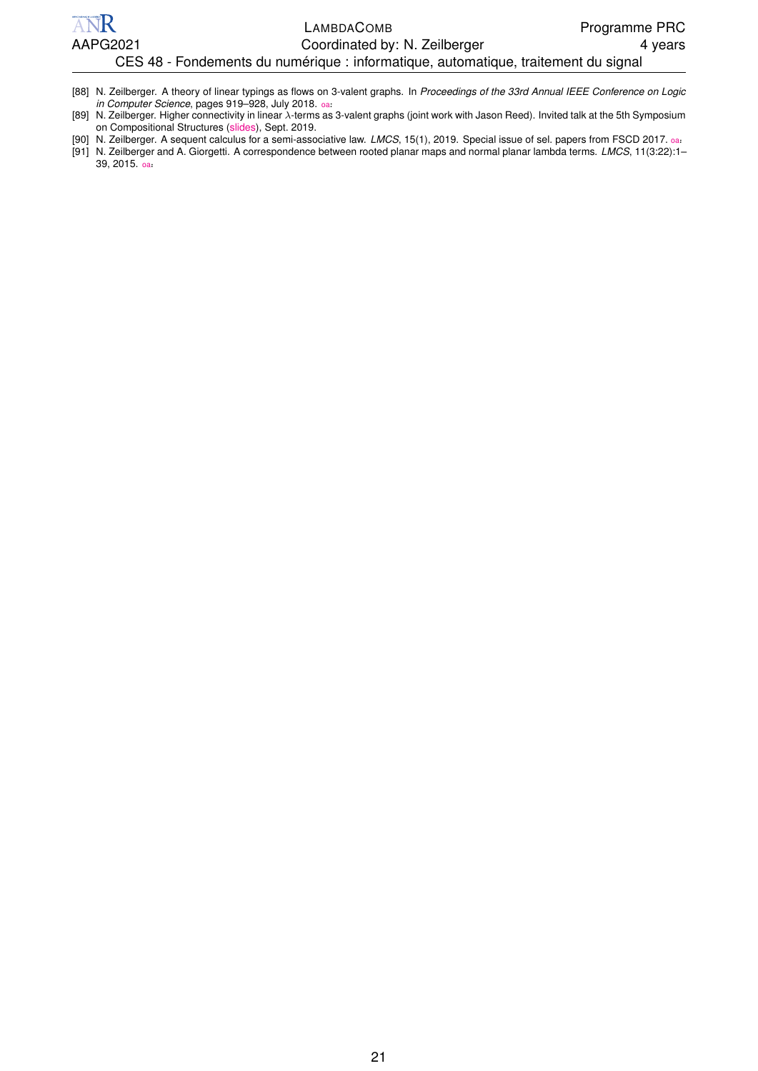[88] N. Zeilberger. A theory of linear typings as flows on 3-valent graphs. In *Proceedings of the 33rd Annual IEEE Conference on Logic in Computer Science*, pages 919–928, July 2018. oa:

[89] N. Zeilberger. Higher connectivity in linear $\lambda$-terms as 3-valent graphs (joint work with Jason Reed). Invited talk at the 5th Symposium on Compositional Structures (slides), Sept. 2019.

[90] N. Zeilberger. A sequent calculus for a semi-associative law. *LMCS*, 15(1), 2019. Special issue of sel. papers from FSCD 2017. oa:

[91] N. Zeilberger and A. Giorgetti. A correspondence between rooted planar maps and normal planar lambda terms. *LMCS*, 11(3:22):1–39, 2015. oa: